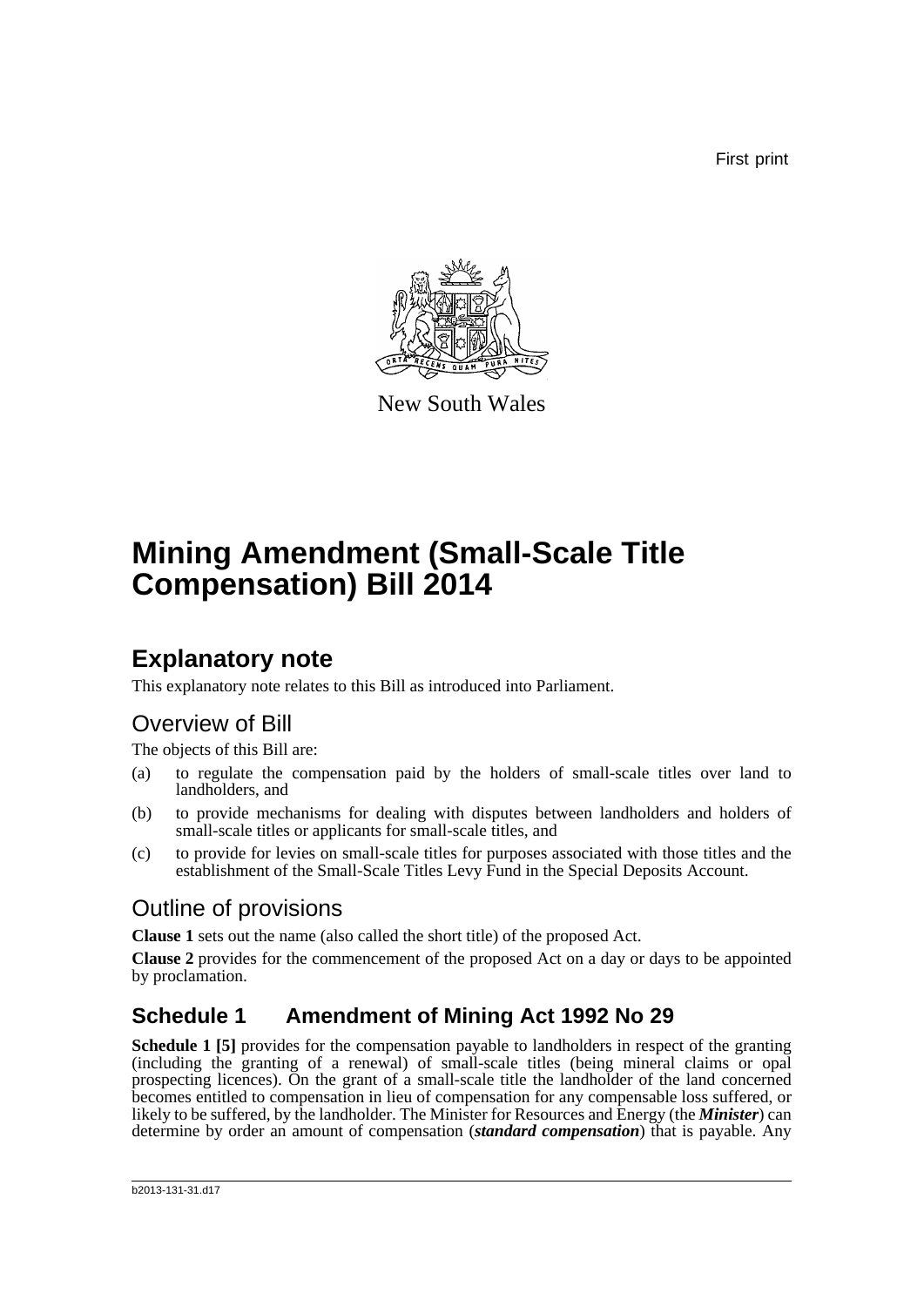First print

New South Wales

# Mining Amendment (Small-Scale Title Compensation) Bill 2014

## Explanatory note

This explanatory note relates to this Bill as introduced into Parliament.

### Overview of Bill

The objects of this Bill are:

(a) to regulate the compensation paid by the holders of small-scale titles over land to landholders, and

(b) to provide mechanisms for dealing with disputes between landholders and holders of small-scale titles or applicants for small-scale titles, and

(c) to provide for levies on small-scale titles for purposes associated with those titles and the establishment of the Small-Scale Titles Levy Fund in the Special Deposits Account.

### Outline of provisions

**Clause 1** sets out the name (also called the short title) of the proposed Act.

**Clause 2** provides for the commencement of the proposed Act on a day or days to be appointed by proclamation.

### Schedule 1 Amendment of Mining Act 1992 No 29

**Schedule 1 [5]** provides for the compensation payable to landholders in respect of the granting (including the granting of a renewal) of small-scale titles (being mineral claims or opal prospecting licences). On the grant of a small-scale title the landholder of the land concerned becomes entitled to compensation in lieu of compensation for any compensable loss suffered, or likely to be suffered, by the landholder. The Minister for Resources and Energy (the ***Minister***) can determine by order an amount of compensation (***standard compensation***) that is payable. Any

b2013-131-31.d17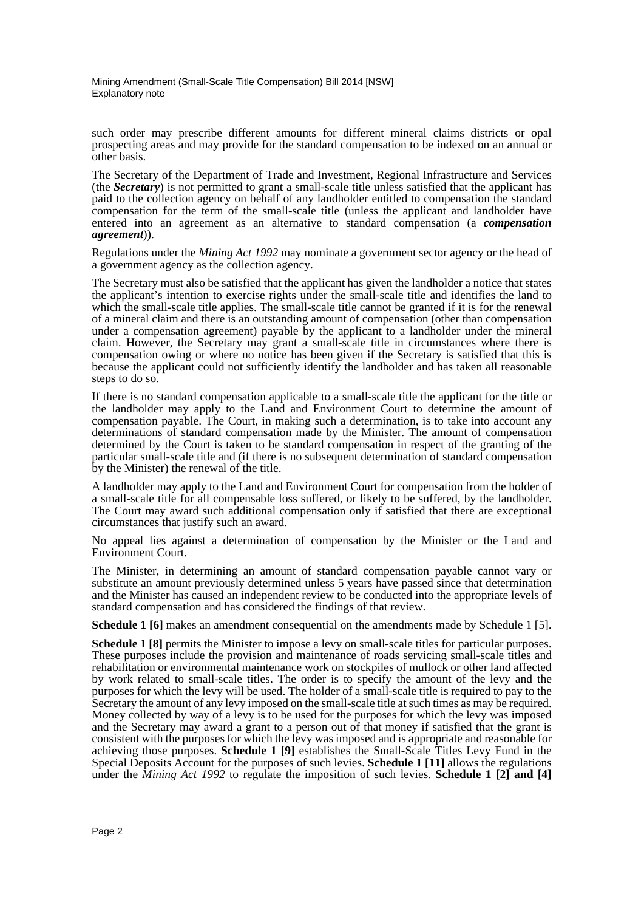such order may prescribe different amounts for different mineral claims districts or opal prospecting areas and may provide for the standard compensation to be indexed on an annual or other basis.

The Secretary of the Department of Trade and Investment, Regional Infrastructure and Services (the ***Secretary***) is not permitted to grant a small-scale title unless satisfied that the applicant has paid to the collection agency on behalf of any landholder entitled to compensation the standard compensation for the term of the small-scale title (unless the applicant and landholder have entered into an agreement as an alternative to standard compensation (a ***compensation agreement***)).

Regulations under the *Mining Act 1992* may nominate a government sector agency or the head of a government agency as the collection agency.

The Secretary must also be satisfied that the applicant has given the landholder a notice that states the applicant's intention to exercise rights under the small-scale title and identifies the land to which the small-scale title applies. The small-scale title cannot be granted if it is for the renewal of a mineral claim and there is an outstanding amount of compensation (other than compensation under a compensation agreement) payable by the applicant to a landholder under the mineral claim. However, the Secretary may grant a small-scale title in circumstances where there is compensation owing or where no notice has been given if the Secretary is satisfied that this is because the applicant could not sufficiently identify the landholder and has taken all reasonable steps to do so.

If there is no standard compensation applicable to a small-scale title the applicant for the title or the landholder may apply to the Land and Environment Court to determine the amount of compensation payable. The Court, in making such a determination, is to take into account any determinations of standard compensation made by the Minister. The amount of compensation determined by the Court is taken to be standard compensation in respect of the granting of the particular small-scale title and (if there is no subsequent determination of standard compensation by the Minister) the renewal of the title.

A landholder may apply to the Land and Environment Court for compensation from the holder of a small-scale title for all compensable loss suffered, or likely to be suffered, by the landholder. The Court may award such additional compensation only if satisfied that there are exceptional circumstances that justify such an award.

No appeal lies against a determination of compensation by the Minister or the Land and Environment Court.

The Minister, in determining an amount of standard compensation payable cannot vary or substitute an amount previously determined unless 5 years have passed since that determination and the Minister has caused an independent review to be conducted into the appropriate levels of standard compensation and has considered the findings of that review.

**Schedule 1 [6]** makes an amendment consequential on the amendments made by Schedule 1 [5].

**Schedule 1 [8]** permits the Minister to impose a levy on small-scale titles for particular purposes. These purposes include the provision and maintenance of roads servicing small-scale titles and rehabilitation or environmental maintenance work on stockpiles of mullock or other land affected by work related to small-scale titles. The order is to specify the amount of the levy and the purposes for which the levy will be used. The holder of a small-scale title is required to pay to the Secretary the amount of any levy imposed on the small-scale title at such times as may be required. Money collected by way of a levy is to be used for the purposes for which the levy was imposed and the Secretary may award a grant to a person out of that money if satisfied that the grant is consistent with the purposes for which the levy was imposed and is appropriate and reasonable for achieving those purposes. **Schedule 1 [9]** establishes the Small-Scale Titles Levy Fund in the Special Deposits Account for the purposes of such levies. **Schedule 1 [11]** allows the regulations under the *Mining Act 1992* to regulate the imposition of such levies. **Schedule 1 [2] and [4]**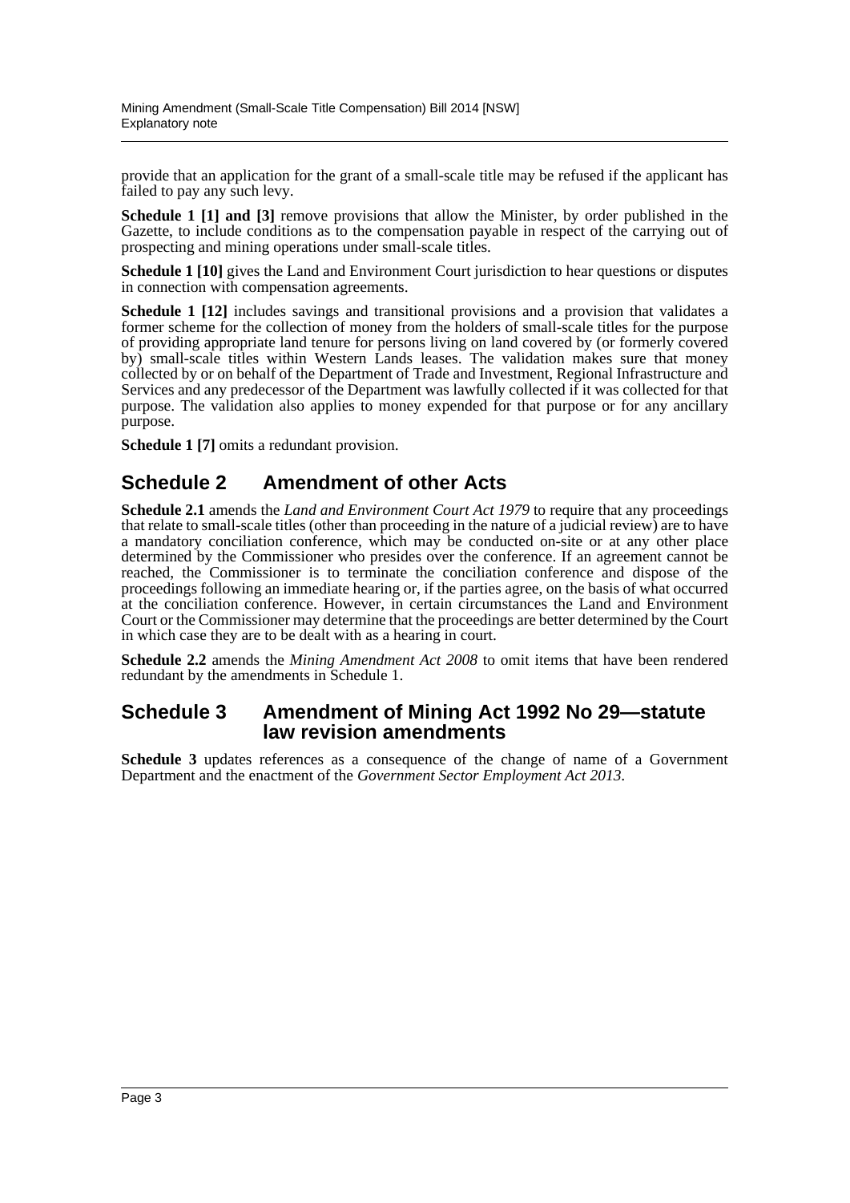provide that an application for the grant of a small-scale title may be refused if the applicant has failed to pay any such levy.

**Schedule 1 [1] and [3]** remove provisions that allow the Minister, by order published in the Gazette, to include conditions as to the compensation payable in respect of the carrying out of prospecting and mining operations under small-scale titles.

**Schedule 1 [10]** gives the Land and Environment Court jurisdiction to hear questions or disputes in connection with compensation agreements.

**Schedule 1 [12]** includes savings and transitional provisions and a provision that validates a former scheme for the collection of money from the holders of small-scale titles for the purpose of providing appropriate land tenure for persons living on land covered by (or formerly covered by) small-scale titles within Western Lands leases. The validation makes sure that money collected by or on behalf of the Department of Trade and Investment, Regional Infrastructure and Services and any predecessor of the Department was lawfully collected if it was collected for that purpose. The validation also applies to money expended for that purpose or for any ancillary purpose.

**Schedule 1 [7]** omits a redundant provision.

## Schedule 2 Amendment of other Acts

**Schedule 2.1** amends the *Land and Environment Court Act 1979* to require that any proceedings that relate to small-scale titles (other than proceeding in the nature of a judicial review) are to have a mandatory conciliation conference, which may be conducted on-site or at any other place determined by the Commissioner who presides over the conference. If an agreement cannot be reached, the Commissioner is to terminate the conciliation conference and dispose of the proceedings following an immediate hearing or, if the parties agree, on the basis of what occurred at the conciliation conference. However, in certain circumstances the Land and Environment Court or the Commissioner may determine that the proceedings are better determined by the Court in which case they are to be dealt with as a hearing in court.

**Schedule 2.2** amends the *Mining Amendment Act 2008* to omit items that have been rendered redundant by the amendments in Schedule 1.

## Schedule 3 Amendment of Mining Act 1992 No 29—statute law revision amendments

**Schedule 3** updates references as a consequence of the change of name of a Government Department and the enactment of the *Government Sector Employment Act 2013*.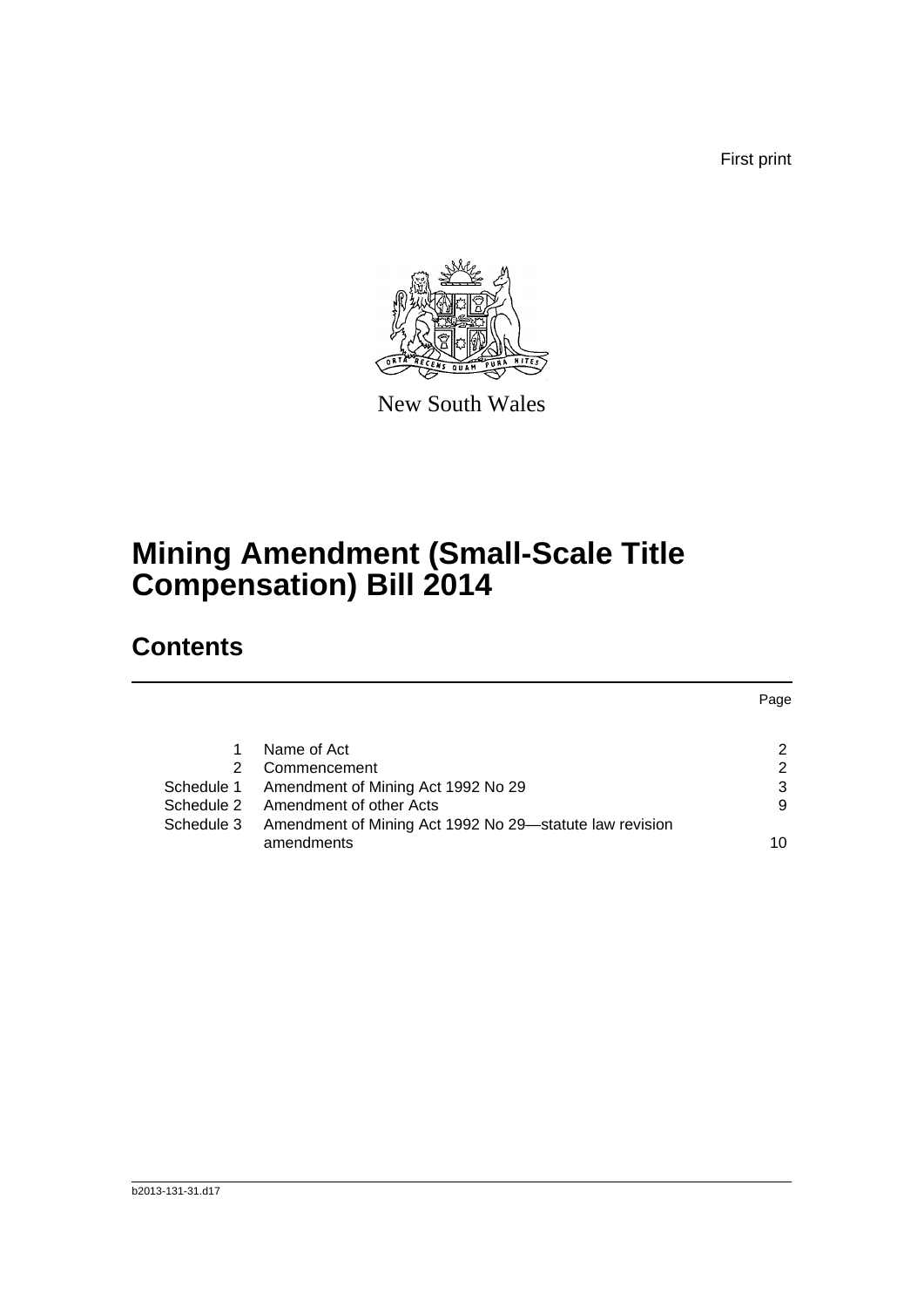First print

New South Wales

# Mining Amendment (Small-Scale Title Compensation) Bill 2014

## Contents

| | | Page |
|---|---|---|
| 1 | Name of Act | 2 |
| 2 | Commencement | 2 |
| Schedule 1 | Amendment of Mining Act 1992 No 29 | 3 |
| Schedule 2 | Amendment of other Acts | 9 |
| Schedule 3 | Amendment of Mining Act 1992 No 29—statute law revision amendments | 10 |

b2013-131-31.d17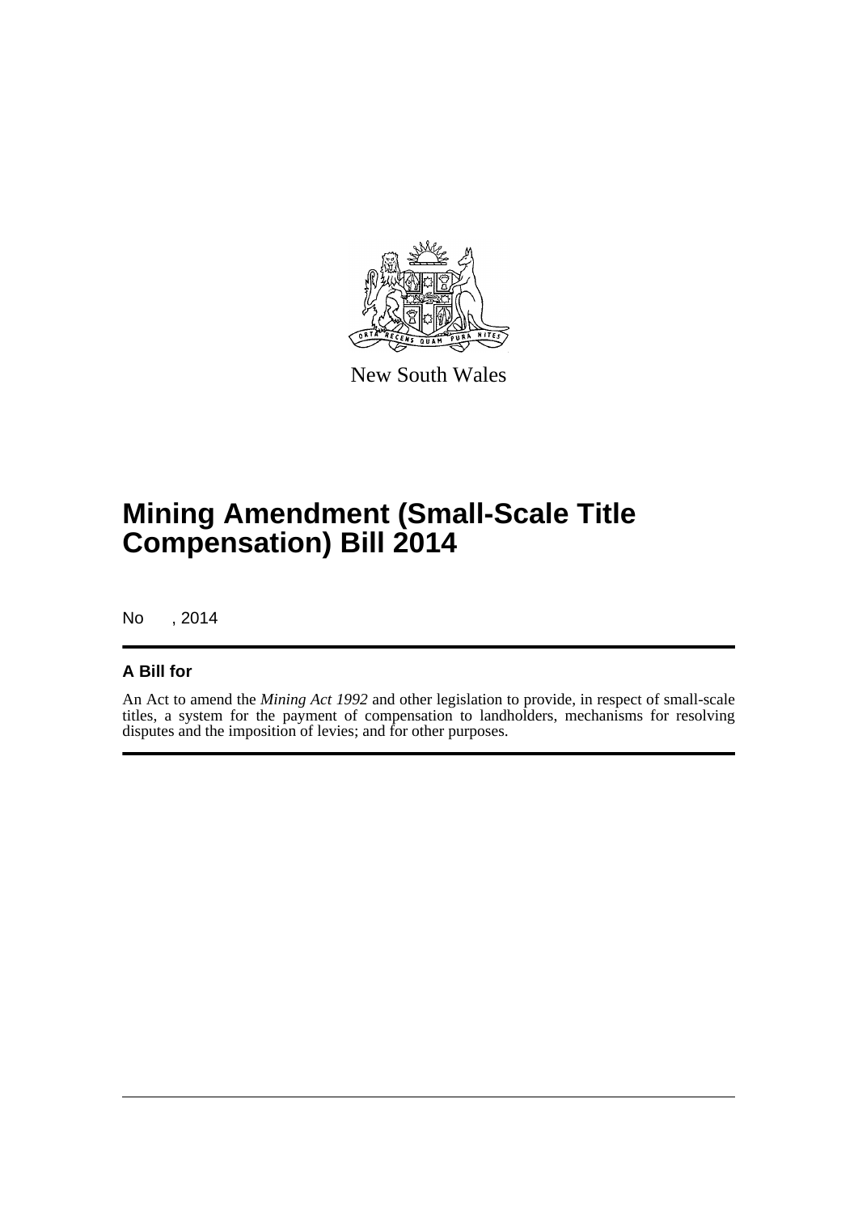New South Wales

# Mining Amendment (Small-Scale Title Compensation) Bill 2014

No , 2014

## A Bill for

An Act to amend the *Mining Act 1992* and other legislation to provide, in respect of small-scale titles, a system for the payment of compensation to landholders, mechanisms for resolving disputes and the imposition of levies; and for other purposes.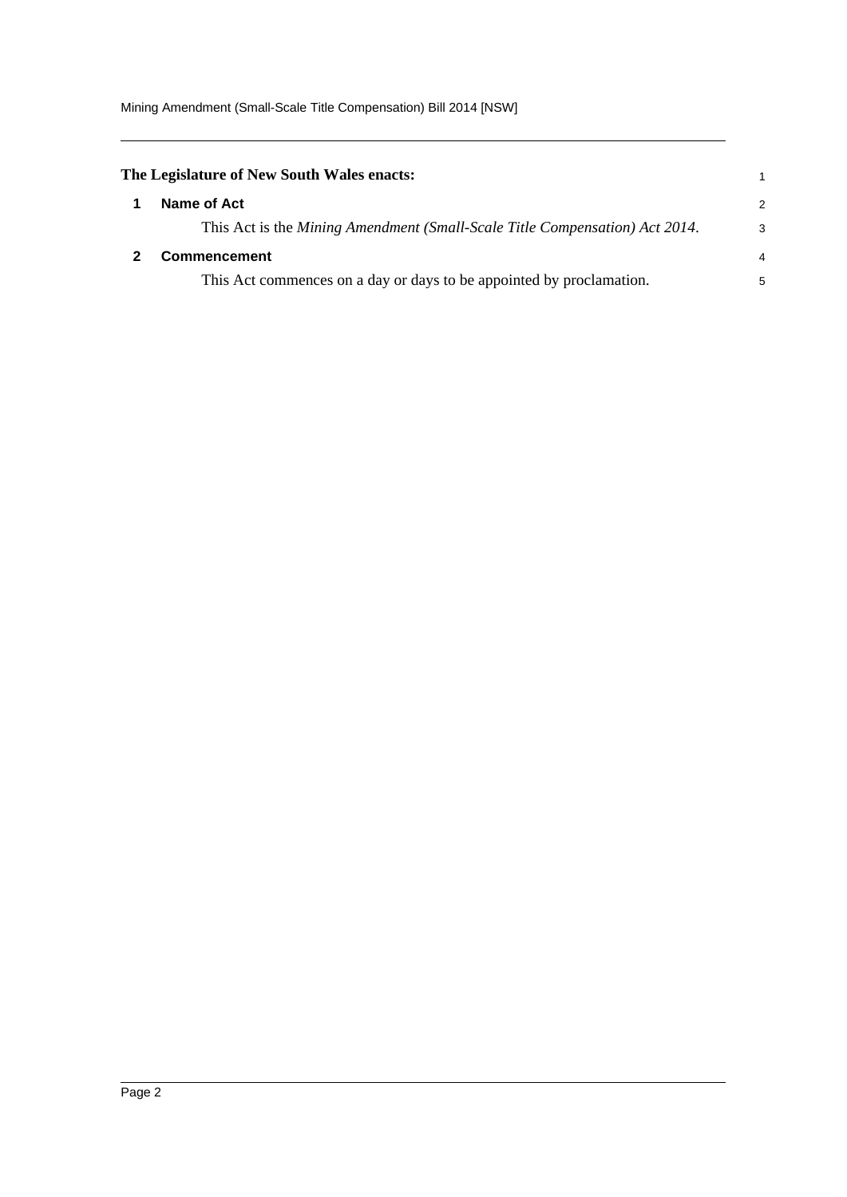**The Legislature of New South Wales enacts:**

## 1 Name of Act

This Act is the *Mining Amendment (Small-Scale Title Compensation) Act 2014*.

## 2 Commencement

This Act commences on a day or days to be appointed by proclamation.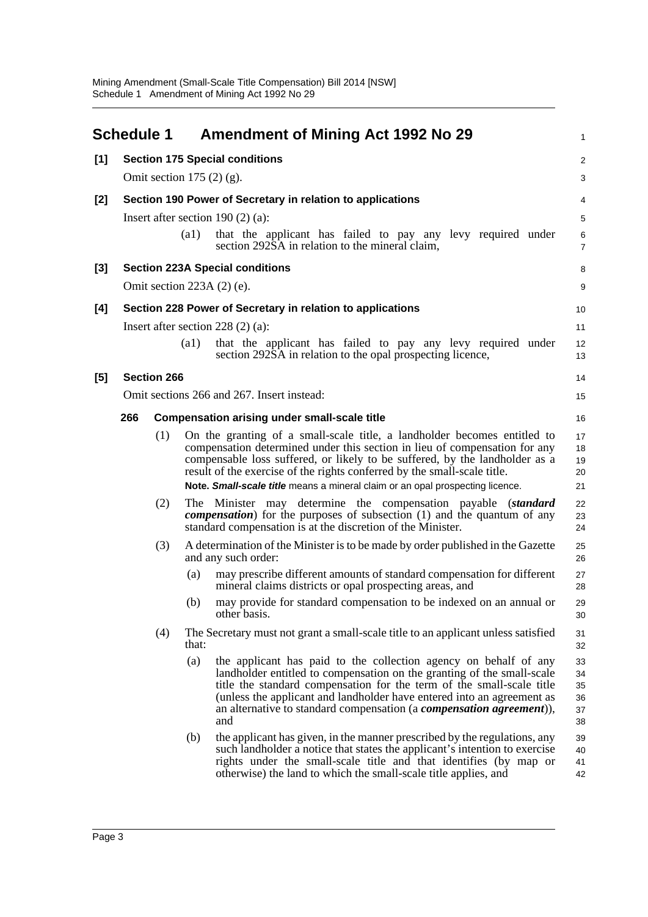## Schedule 1 Amendment of Mining Act 1992 No 29

**[1] Section 175 Special conditions**

Omit section 175 (2) (g).

**[2] Section 190 Power of Secretary in relation to applications**

Insert after section 190 (2) (a):

(a1) that the applicant has failed to pay any levy required under section 292SA in relation to the mineral claim,

**[3] Section 223A Special conditions**

Omit section 223A (2) (e).

**[4] Section 228 Power of Secretary in relation to applications**

Insert after section 228 (2) (a):

(a1) that the applicant has failed to pay any levy required under section 292SA in relation to the opal prospecting licence,

**[5] Section 266**

Omit sections 266 and 267. Insert instead:

**266 Compensation arising under small-scale title**

(1) On the granting of a small-scale title, a landholder becomes entitled to compensation determined under this section in lieu of compensation for any compensable loss suffered, or likely to be suffered, by the landholder as a result of the exercise of the rights conferred by the small-scale title.

**Note.** ***Small-scale title*** means a mineral claim or an opal prospecting licence.

(2) The Minister may determine the compensation payable (***standard compensation***) for the purposes of subsection (1) and the quantum of any standard compensation is at the discretion of the Minister.

(3) A determination of the Minister is to be made by order published in the Gazette and any such order:

(a) may prescribe different amounts of standard compensation for different mineral claims districts or opal prospecting areas, and

(b) may provide for standard compensation to be indexed on an annual or other basis.

(4) The Secretary must not grant a small-scale title to an applicant unless satisfied that:

(a) the applicant has paid to the collection agency on behalf of any landholder entitled to compensation on the granting of the small-scale title the standard compensation for the term of the small-scale title (unless the applicant and landholder have entered into an agreement as an alternative to standard compensation (a ***compensation agreement***)), and

(b) the applicant has given, in the manner prescribed by the regulations, any such landholder a notice that states the applicant's intention to exercise rights under the small-scale title and that identifies (by map or otherwise) the land to which the small-scale title applies, and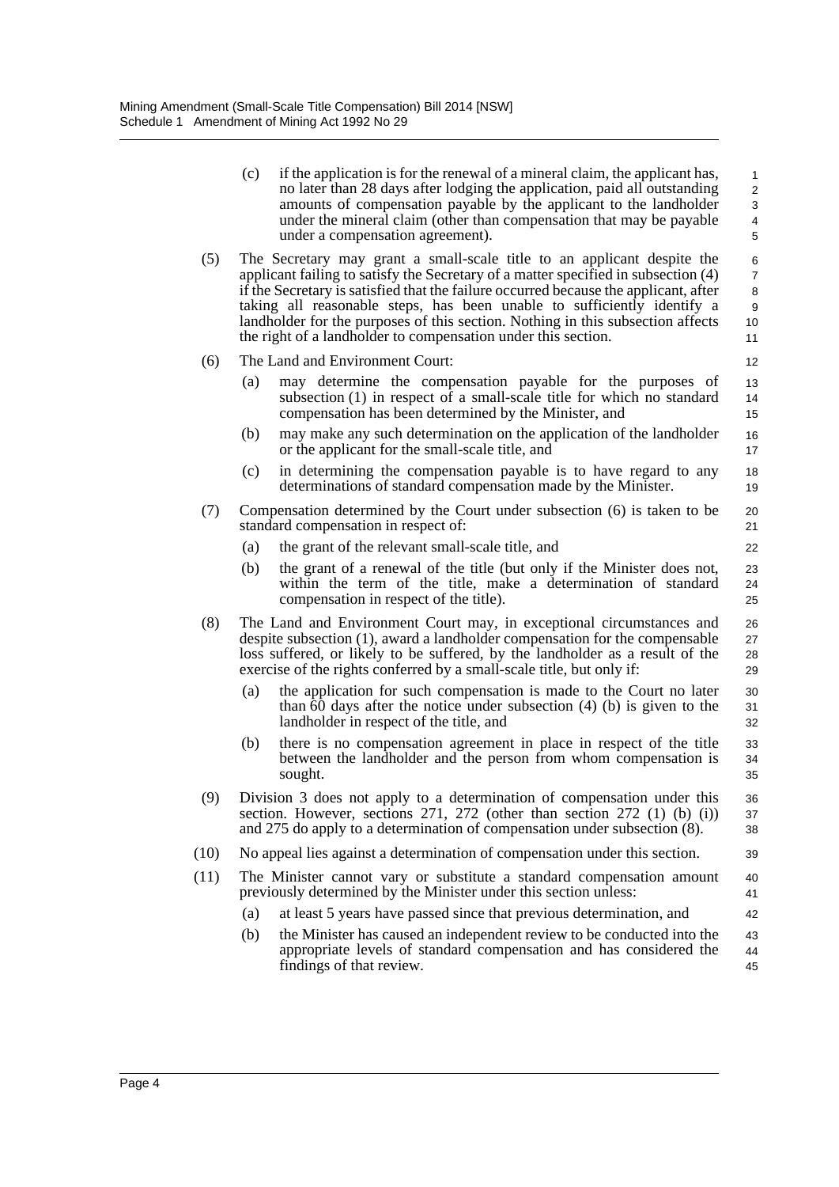(c) if the application is for the renewal of a mineral claim, the applicant has, no later than 28 days after lodging the application, paid all outstanding amounts of compensation payable by the applicant to the landholder under the mineral claim (other than compensation that may be payable under a compensation agreement).

(5) The Secretary may grant a small-scale title to an applicant despite the applicant failing to satisfy the Secretary of a matter specified in subsection (4) if the Secretary is satisfied that the failure occurred because the applicant, after taking all reasonable steps, has been unable to sufficiently identify a landholder for the purposes of this section. Nothing in this subsection affects the right of a landholder to compensation under this section.

(6) The Land and Environment Court:

(a) may determine the compensation payable for the purposes of subsection (1) in respect of a small-scale title for which no standard compensation has been determined by the Minister, and

(b) may make any such determination on the application of the landholder or the applicant for the small-scale title, and

(c) in determining the compensation payable is to have regard to any determinations of standard compensation made by the Minister.

(7) Compensation determined by the Court under subsection (6) is taken to be standard compensation in respect of:

(a) the grant of the relevant small-scale title, and

(b) the grant of a renewal of the title (but only if the Minister does not, within the term of the title, make a determination of standard compensation in respect of the title).

(8) The Land and Environment Court may, in exceptional circumstances and despite subsection (1), award a landholder compensation for the compensable loss suffered, or likely to be suffered, by the landholder as a result of the exercise of the rights conferred by a small-scale title, but only if:

(a) the application for such compensation is made to the Court no later than 60 days after the notice under subsection (4) (b) is given to the landholder in respect of the title, and

(b) there is no compensation agreement in place in respect of the title between the landholder and the person from whom compensation is sought.

(9) Division 3 does not apply to a determination of compensation under this section. However, sections 271, 272 (other than section 272 (1) (b) (i)) and 275 do apply to a determination of compensation under subsection (8).

(10) No appeal lies against a determination of compensation under this section.

(11) The Minister cannot vary or substitute a standard compensation amount previously determined by the Minister under this section unless:

(a) at least 5 years have passed since that previous determination, and

(b) the Minister has caused an independent review to be conducted into the appropriate levels of standard compensation and has considered the findings of that review.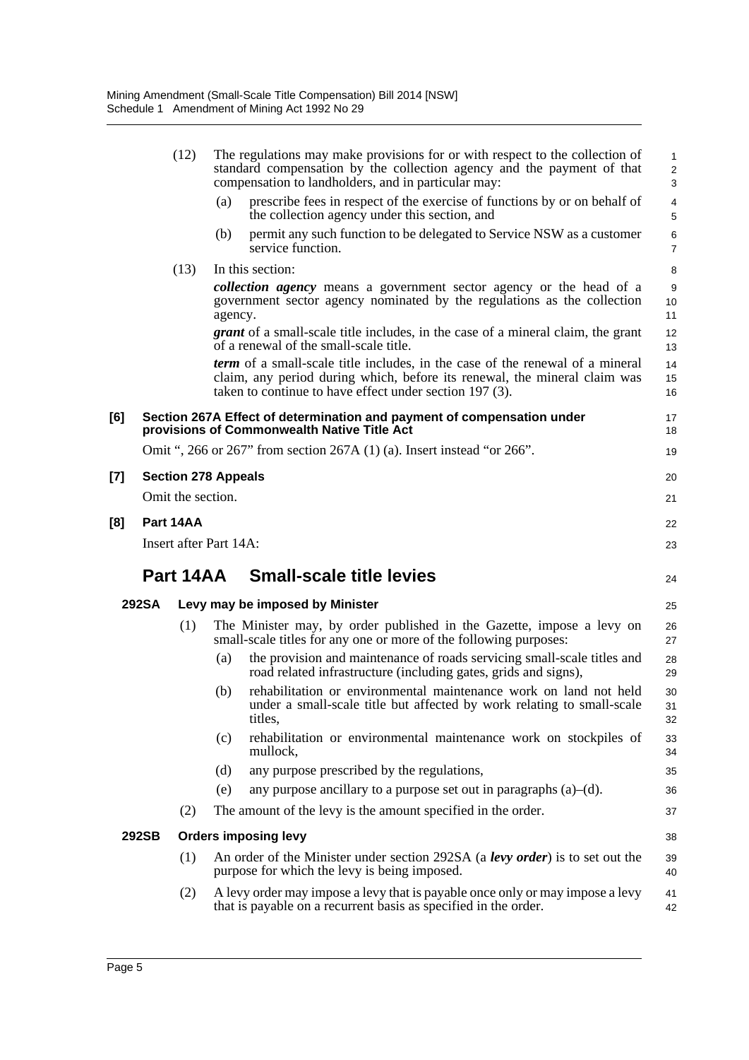(12) The regulations may make provisions for or with respect to the collection of standard compensation by the collection agency and the payment of that compensation to landholders, and in particular may:

(a) prescribe fees in respect of the exercise of functions by or on behalf of the collection agency under this section, and

(b) permit any such function to be delegated to Service NSW as a customer service function.

(13) In this section:

***collection agency*** means a government sector agency or the head of a government sector agency nominated by the regulations as the collection agency.

***grant*** of a small-scale title includes, in the case of a mineral claim, the grant of a renewal of the small-scale title.

***term*** of a small-scale title includes, in the case of the renewal of a mineral claim, any period during which, before its renewal, the mineral claim was taken to continue to have effect under section 197 (3).

**[6] Section 267A Effect of determination and payment of compensation under provisions of Commonwealth Native Title Act**

Omit ", 266 or 267" from section 267A (1) (a). Insert instead "or 266".

**[7] Section 278 Appeals**

Omit the section.

**[8] Part 14AA**

Insert after Part 14A:

## Part 14AA Small-scale title levies

**292SA Levy may be imposed by Minister**

(1) The Minister may, by order published in the Gazette, impose a levy on small-scale titles for any one or more of the following purposes:

(a) the provision and maintenance of roads servicing small-scale titles and road related infrastructure (including gates, grids and signs),

(b) rehabilitation or environmental maintenance work on land not held under a small-scale title but affected by work relating to small-scale titles,

(c) rehabilitation or environmental maintenance work on stockpiles of mullock,

(d) any purpose prescribed by the regulations,

(e) any purpose ancillary to a purpose set out in paragraphs (a)–(d).

(2) The amount of the levy is the amount specified in the order.

**292SB Orders imposing levy**

(1) An order of the Minister under section 292SA (a ***levy order***) is to set out the purpose for which the levy is being imposed.

(2) A levy order may impose a levy that is payable once only or may impose a levy that is payable on a recurrent basis as specified in the order.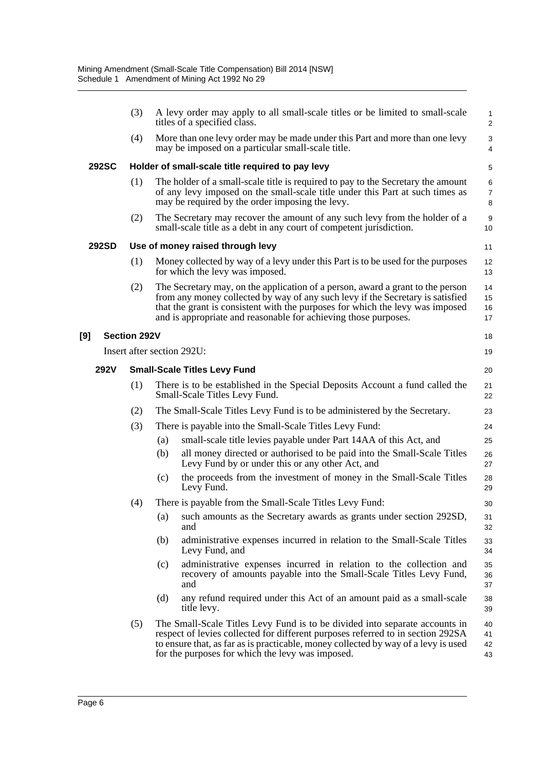(3) A levy order may apply to all small-scale titles or be limited to small-scale titles of a specified class.

(4) More than one levy order may be made under this Part and more than one levy may be imposed on a particular small-scale title.

**292SC Holder of small-scale title required to pay levy**

(1) The holder of a small-scale title is required to pay to the Secretary the amount of any levy imposed on the small-scale title under this Part at such times as may be required by the order imposing the levy.

(2) The Secretary may recover the amount of any such levy from the holder of a small-scale title as a debt in any court of competent jurisdiction.

**292SD Use of money raised through levy**

(1) Money collected by way of a levy under this Part is to be used for the purposes for which the levy was imposed.

(2) The Secretary may, on the application of a person, award a grant to the person from any money collected by way of any such levy if the Secretary is satisfied that the grant is consistent with the purposes for which the levy was imposed and is appropriate and reasonable for achieving those purposes.

**[9] Section 292V**

Insert after section 292U:

**292V Small-Scale Titles Levy Fund**

(1) There is to be established in the Special Deposits Account a fund called the Small-Scale Titles Levy Fund.

(2) The Small-Scale Titles Levy Fund is to be administered by the Secretary.

(3) There is payable into the Small-Scale Titles Levy Fund:

(a) small-scale title levies payable under Part 14AA of this Act, and

(b) all money directed or authorised to be paid into the Small-Scale Titles Levy Fund by or under this or any other Act, and

(c) the proceeds from the investment of money in the Small-Scale Titles Levy Fund.

(4) There is payable from the Small-Scale Titles Levy Fund:

(a) such amounts as the Secretary awards as grants under section 292SD, and

(b) administrative expenses incurred in relation to the Small-Scale Titles Levy Fund, and

(c) administrative expenses incurred in relation to the collection and recovery of amounts payable into the Small-Scale Titles Levy Fund, and

(d) any refund required under this Act of an amount paid as a small-scale title levy.

(5) The Small-Scale Titles Levy Fund is to be divided into separate accounts in respect of levies collected for different purposes referred to in section 292SA to ensure that, as far as is practicable, money collected by way of a levy is used for the purposes for which the levy was imposed.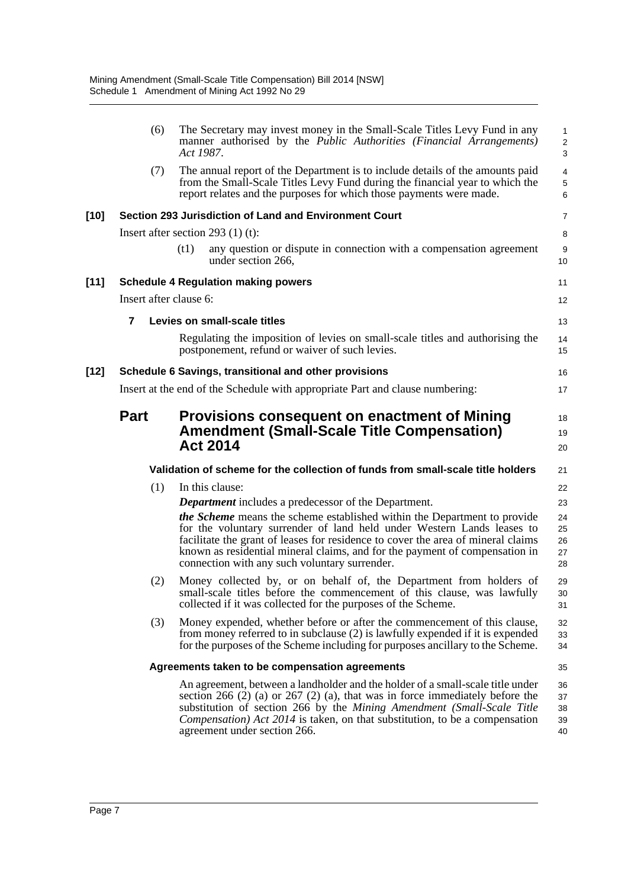(6) The Secretary may invest money in the Small-Scale Titles Levy Fund in any manner authorised by the *Public Authorities (Financial Arrangements) Act 1987*.

(7) The annual report of the Department is to include details of the amounts paid from the Small-Scale Titles Levy Fund during the financial year to which the report relates and the purposes for which those payments were made.

**[10] Section 293 Jurisdiction of Land and Environment Court**

Insert after section 293 (1) (t):

(t1) any question or dispute in connection with a compensation agreement under section 266,

**[11] Schedule 4 Regulation making powers**

Insert after clause 6:

**7 Levies on small-scale titles**

Regulating the imposition of levies on small-scale titles and authorising the postponement, refund or waiver of such levies.

**[12] Schedule 6 Savings, transitional and other provisions**

Insert at the end of the Schedule with appropriate Part and clause numbering:

## Part Provisions consequent on enactment of Mining Amendment (Small-Scale Title Compensation) Act 2014

**Validation of scheme for the collection of funds from small-scale title holders**

(1) In this clause:

***Department*** includes a predecessor of the Department.

***the Scheme*** means the scheme established within the Department to provide for the voluntary surrender of land held under Western Lands leases to facilitate the grant of leases for residence to cover the area of mineral claims known as residential mineral claims, and for the payment of compensation in connection with any such voluntary surrender.

(2) Money collected by, or on behalf of, the Department from holders of small-scale titles before the commencement of this clause, was lawfully collected if it was collected for the purposes of the Scheme.

(3) Money expended, whether before or after the commencement of this clause, from money referred to in subclause (2) is lawfully expended if it is expended for the purposes of the Scheme including for purposes ancillary to the Scheme.

**Agreements taken to be compensation agreements**

An agreement, between a landholder and the holder of a small-scale title under section 266 (2) (a) or 267 (2) (a), that was in force immediately before the substitution of section 266 by the *Mining Amendment (Small-Scale Title Compensation) Act 2014* is taken, on that substitution, to be a compensation agreement under section 266.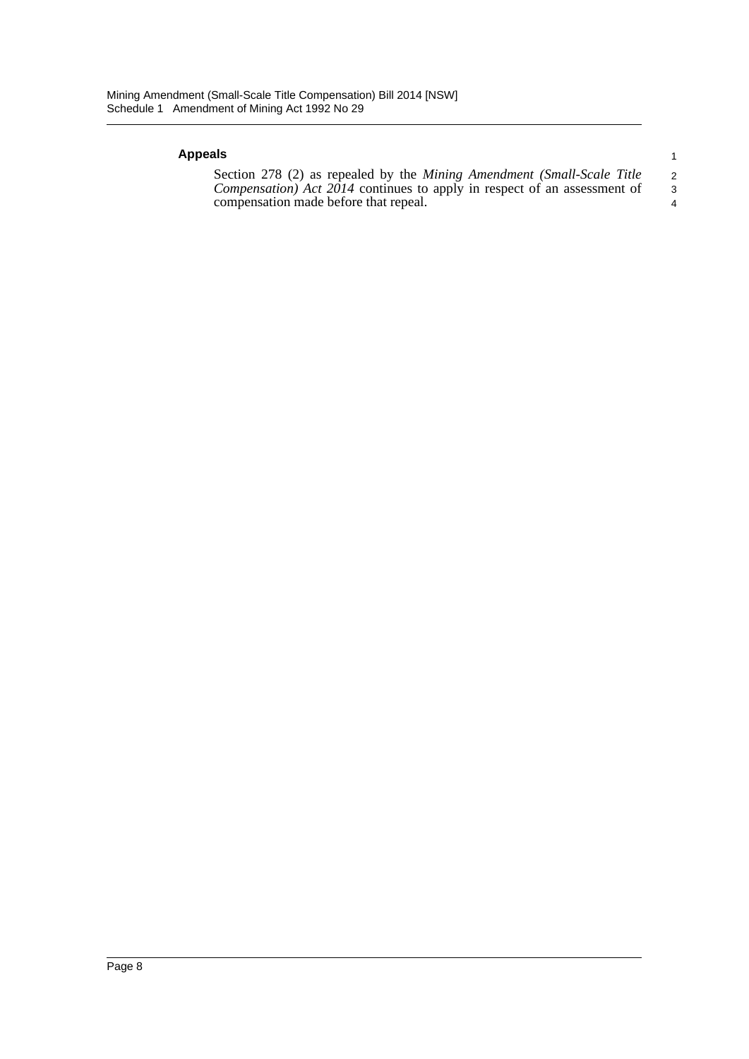#### Appeals

Section 278 (2) as repealed by the *Mining Amendment (Small-Scale Title Compensation) Act 2014* continues to apply in respect of an assessment of compensation made before that repeal.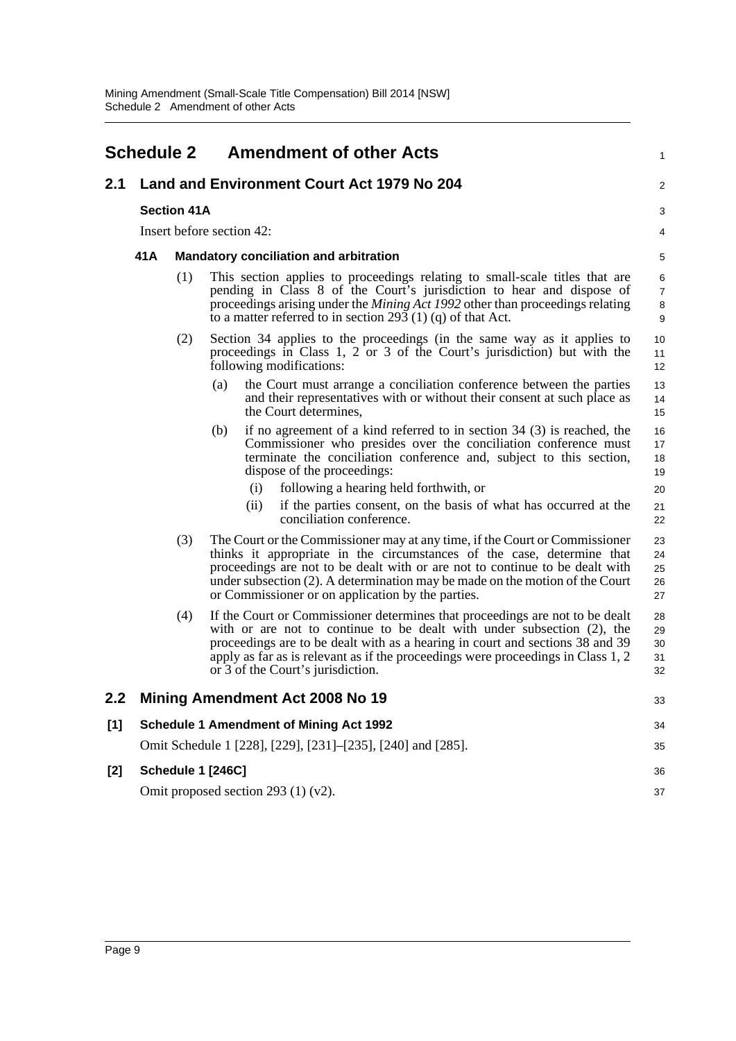# Schedule 2 Amendment of other Acts

## 2.1 Land and Environment Court Act 1979 No 204

### Section 41A

Insert before section 42:

#### 41A Mandatory conciliation and arbitration

(1) This section applies to proceedings relating to small-scale titles that are pending in Class 8 of the Court's jurisdiction to hear and dispose of proceedings arising under the *Mining Act 1992* other than proceedings relating to a matter referred to in section 293 (1) (q) of that Act.

(2) Section 34 applies to the proceedings (in the same way as it applies to proceedings in Class 1, 2 or 3 of the Court's jurisdiction) but with the following modifications:

- (a) the Court must arrange a conciliation conference between the parties and their representatives with or without their consent at such place as the Court determines,
- (b) if no agreement of a kind referred to in section 34 (3) is reached, the Commissioner who presides over the conciliation conference must terminate the conciliation conference and, subject to this section, dispose of the proceedings:
  - (i) following a hearing held forthwith, or
  - (ii) if the parties consent, on the basis of what has occurred at the conciliation conference.

(3) The Court or the Commissioner may at any time, if the Court or Commissioner thinks it appropriate in the circumstances of the case, determine that proceedings are not to be dealt with or are not to continue to be dealt with under subsection (2). A determination may be made on the motion of the Court or Commissioner or on application by the parties.

(4) If the Court or Commissioner determines that proceedings are not to be dealt with or are not to continue to be dealt with under subsection (2), the proceedings are to be dealt with as a hearing in court and sections 38 and 39 apply as far as is relevant as if the proceedings were proceedings in Class 1, 2 or 3 of the Court's jurisdiction.

## 2.2 Mining Amendment Act 2008 No 19

### [1] Schedule 1 Amendment of Mining Act 1992

Omit Schedule 1 [228], [229], [231]–[235], [240] and [285].

### [2] Schedule 1 [246C]

Omit proposed section 293 (1) (v2).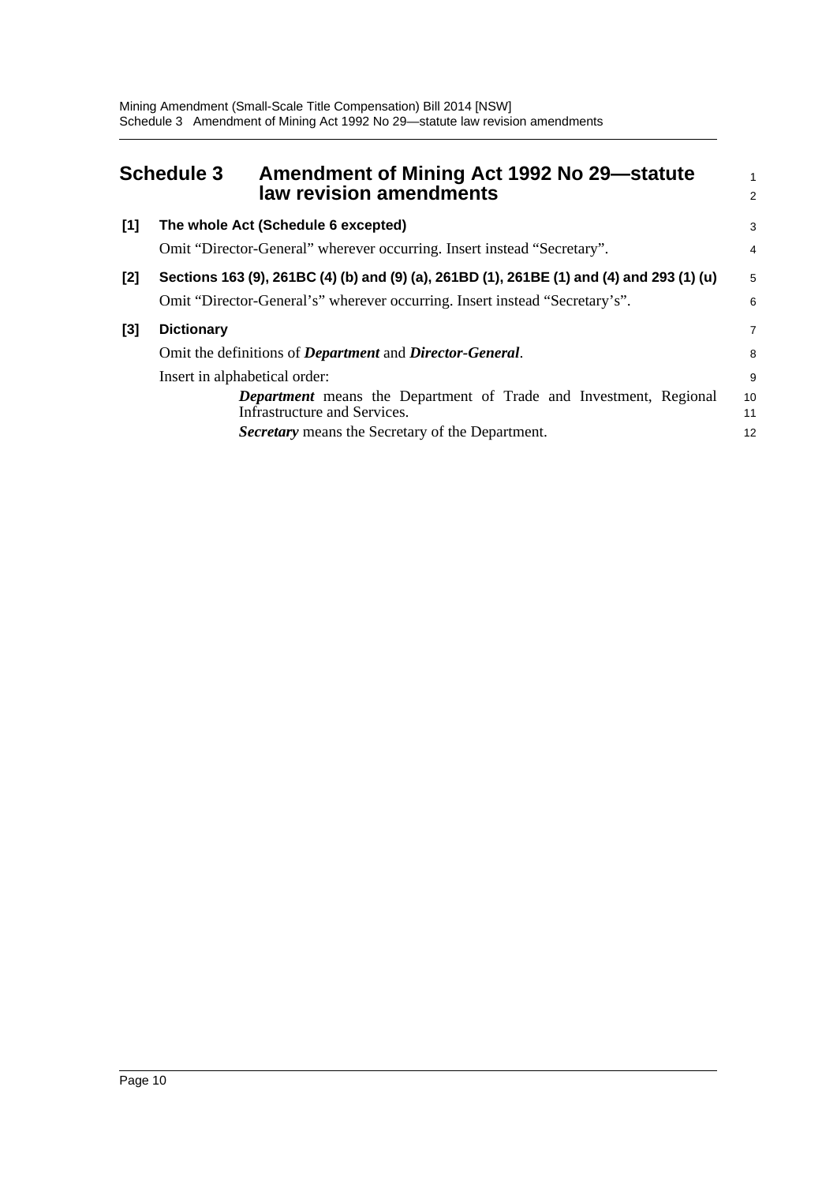# Schedule 3 Amendment of Mining Act 1992 No 29—statute law revision amendments

**[1] The whole Act (Schedule 6 excepted)**

Omit "Director-General" wherever occurring. Insert instead "Secretary".

**[2] Sections 163 (9), 261BC (4) (b) and (9) (a), 261BD (1), 261BE (1) and (4) and 293 (1) (u)**

Omit "Director-General's" wherever occurring. Insert instead "Secretary's".

**[3] Dictionary**

Omit the definitions of ***Department*** and ***Director-General***.

Insert in alphabetical order:

> ***Department*** means the Department of Trade and Investment, Regional Infrastructure and Services.
>
> ***Secretary*** means the Secretary of the Department.